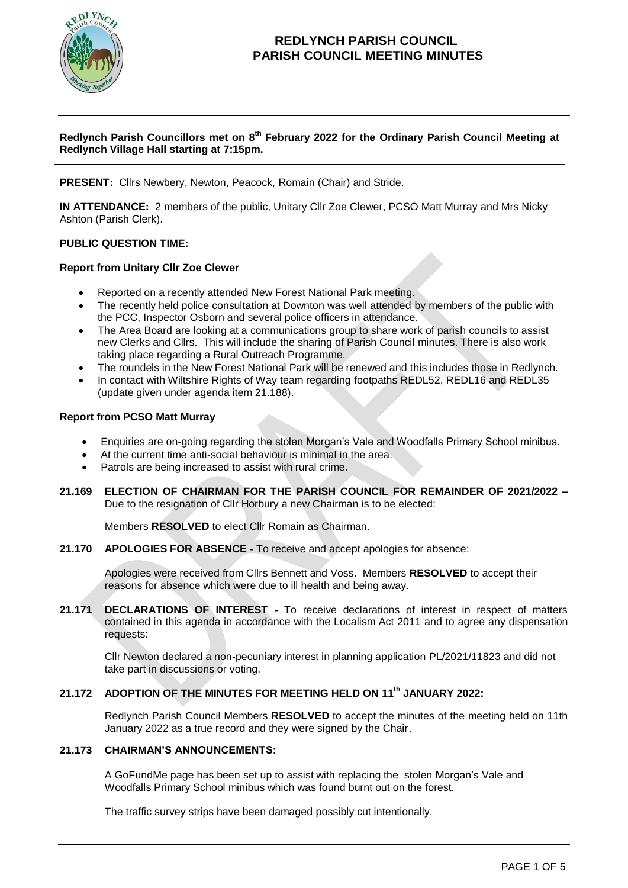# REDLYNCH PARISH COUNCIL
# PARISH COUNCIL MEETING MINUTES

**Redlynch Parish Councillors met on 8th February 2022 for the Ordinary Parish Council Meeting at Redlynch Village Hall starting at 7:15pm.**

**PRESENT:** Cllrs Newbery, Newton, Peacock, Romain (Chair) and Stride.

**IN ATTENDANCE:** 2 members of the public, Unitary Cllr Zoe Clewer, PCSO Matt Murray and Mrs Nicky Ashton (Parish Clerk).

**PUBLIC QUESTION TIME:**

**Report from Unitary Cllr Zoe Clewer**

- Reported on a recently attended New Forest National Park meeting.
- The recently held police consultation at Downton was well attended by members of the public with the PCC, Inspector Osborn and several police officers in attendance.
- The Area Board are looking at a communications group to share work of parish councils to assist new Clerks and Cllrs. This will include the sharing of Parish Council minutes. There is also work taking place regarding a Rural Outreach Programme.
- The roundels in the New Forest National Park will be renewed and this includes those in Redlynch.
- In contact with Wiltshire Rights of Way team regarding footpaths REDL52, REDL16 and REDL35 (update given under agenda item 21.188).

**Report from PCSO Matt Murray**

- Enquiries are on-going regarding the stolen Morgan's Vale and Woodfalls Primary School minibus.
- At the current time anti-social behaviour is minimal in the area.
- Patrols are being increased to assist with rural crime.

**21.169 ELECTION OF CHAIRMAN FOR THE PARISH COUNCIL FOR REMAINDER OF 2021/2022 –** Due to the resignation of Cllr Horbury a new Chairman is to be elected:

Members **RESOLVED** to elect Cllr Romain as Chairman.

**21.170 APOLOGIES FOR ABSENCE -** To receive and accept apologies for absence:

Apologies were received from Cllrs Bennett and Voss. Members **RESOLVED** to accept their reasons for absence which were due to ill health and being away.

**21.171 DECLARATIONS OF INTEREST -** To receive declarations of interest in respect of matters contained in this agenda in accordance with the Localism Act 2011 and to agree any dispensation requests:

Cllr Newton declared a non-pecuniary interest in planning application PL/2021/11823 and did not take part in discussions or voting.

**21.172 ADOPTION OF THE MINUTES FOR MEETING HELD ON 11th JANUARY 2022:**

Redlynch Parish Council Members **RESOLVED** to accept the minutes of the meeting held on 11th January 2022 as a true record and they were signed by the Chair.

**21.173 CHAIRMAN'S ANNOUNCEMENTS:**

A GoFundMe page has been set up to assist with replacing the stolen Morgan's Vale and Woodfalls Primary School minibus which was found burnt out on the forest.

The traffic survey strips have been damaged possibly cut intentionally.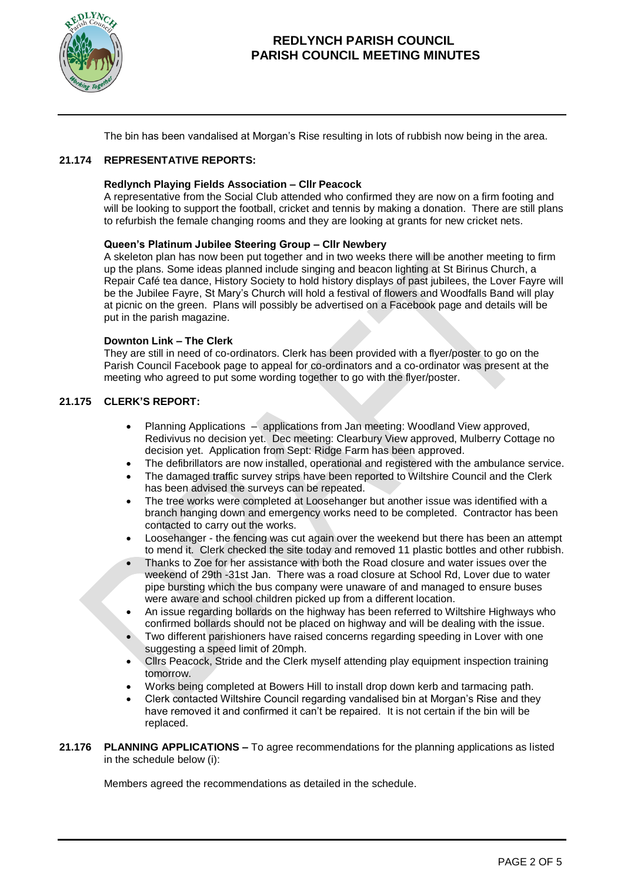The bin has been vandalised at Morgan's Rise resulting in lots of rubbish now being in the area.

**21.174 REPRESENTATIVE REPORTS:**

**Redlynch Playing Fields Association – Cllr Peacock**
A representative from the Social Club attended who confirmed they are now on a firm footing and will be looking to support the football, cricket and tennis by making a donation. There are still plans to refurbish the female changing rooms and they are looking at grants for new cricket nets.

**Queen's Platinum Jubilee Steering Group – Cllr Newbery**
A skeleton plan has now been put together and in two weeks there will be another meeting to firm up the plans. Some ideas planned include singing and beacon lighting at St Birinus Church, a Repair Café tea dance, History Society to hold history displays of past jubilees, the Lover Fayre will be the Jubilee Fayre, St Mary's Church will hold a festival of flowers and Woodfalls Band will play at picnic on the green. Plans will possibly be advertised on a Facebook page and details will be put in the parish magazine.

**Downton Link – The Clerk**
They are still in need of co-ordinators. Clerk has been provided with a flyer/poster to go on the Parish Council Facebook page to appeal for co-ordinators and a co-ordinator was present at the meeting who agreed to put some wording together to go with the flyer/poster.

**21.175 CLERK'S REPORT:**

- Planning Applications – applications from Jan meeting: Woodland View approved, Redivivus no decision yet. Dec meeting: Clearbury View approved, Mulberry Cottage no decision yet. Application from Sept: Ridge Farm has been approved.
- The defibrillators are now installed, operational and registered with the ambulance service.
- The damaged traffic survey strips have been reported to Wiltshire Council and the Clerk has been advised the surveys can be repeated.
- The tree works were completed at Loosehanger but another issue was identified with a branch hanging down and emergency works need to be completed. Contractor has been contacted to carry out the works.
- Loosehanger - the fencing was cut again over the weekend but there has been an attempt to mend it. Clerk checked the site today and removed 11 plastic bottles and other rubbish.
- Thanks to Zoe for her assistance with both the Road closure and water issues over the weekend of 29th -31st Jan. There was a road closure at School Rd, Lover due to water pipe bursting which the bus company were unaware of and managed to ensure buses were aware and school children picked up from a different location.
- An issue regarding bollards on the highway has been referred to Wiltshire Highways who confirmed bollards should not be placed on highway and will be dealing with the issue.
- Two different parishioners have raised concerns regarding speeding in Lover with one suggesting a speed limit of 20mph.
- Cllrs Peacock, Stride and the Clerk myself attending play equipment inspection training tomorrow.
- Works being completed at Bowers Hill to install drop down kerb and tarmacing path.
- Clerk contacted Wiltshire Council regarding vandalised bin at Morgan's Rise and they have removed it and confirmed it can't be repaired. It is not certain if the bin will be replaced.

**21.176 PLANNING APPLICATIONS –** To agree recommendations for the planning applications as listed in the schedule below (i):

Members agreed the recommendations as detailed in the schedule.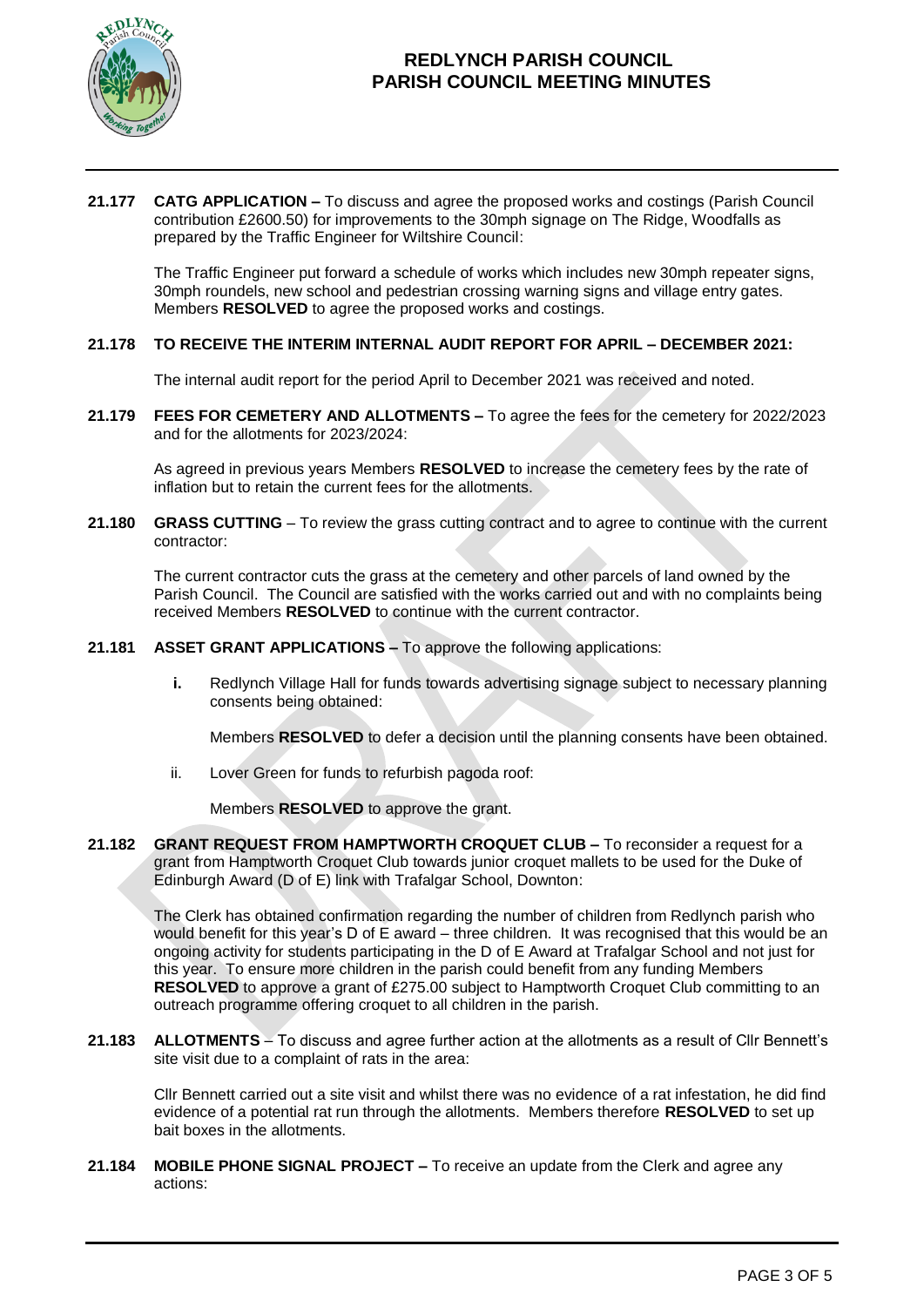**21.177 CATG APPLICATION –** To discuss and agree the proposed works and costings (Parish Council contribution £2600.50) for improvements to the 30mph signage on The Ridge, Woodfalls as prepared by the Traffic Engineer for Wiltshire Council:

The Traffic Engineer put forward a schedule of works which includes new 30mph repeater signs, 30mph roundels, new school and pedestrian crossing warning signs and village entry gates. Members **RESOLVED** to agree the proposed works and costings.

**21.178 TO RECEIVE THE INTERIM INTERNAL AUDIT REPORT FOR APRIL – DECEMBER 2021:**

The internal audit report for the period April to December 2021 was received and noted.

**21.179 FEES FOR CEMETERY AND ALLOTMENTS –** To agree the fees for the cemetery for 2022/2023 and for the allotments for 2023/2024:

As agreed in previous years Members **RESOLVED** to increase the cemetery fees by the rate of inflation but to retain the current fees for the allotments.

**21.180 GRASS CUTTING** – To review the grass cutting contract and to agree to continue with the current contractor:

The current contractor cuts the grass at the cemetery and other parcels of land owned by the Parish Council. The Council are satisfied with the works carried out and with no complaints being received Members **RESOLVED** to continue with the current contractor.

**21.181 ASSET GRANT APPLICATIONS –** To approve the following applications:

**i.** Redlynch Village Hall for funds towards advertising signage subject to necessary planning consents being obtained:

Members **RESOLVED** to defer a decision until the planning consents have been obtained.

ii. Lover Green for funds to refurbish pagoda roof:

Members **RESOLVED** to approve the grant.

**21.182 GRANT REQUEST FROM HAMPTWORTH CROQUET CLUB –** To reconsider a request for a grant from Hamptworth Croquet Club towards junior croquet mallets to be used for the Duke of Edinburgh Award (D of E) link with Trafalgar School, Downton:

The Clerk has obtained confirmation regarding the number of children from Redlynch parish who would benefit for this year's D of E award – three children. It was recognised that this would be an ongoing activity for students participating in the D of E Award at Trafalgar School and not just for this year. To ensure more children in the parish could benefit from any funding Members **RESOLVED** to approve a grant of £275.00 subject to Hamptworth Croquet Club committing to an outreach programme offering croquet to all children in the parish.

**21.183 ALLOTMENTS** – To discuss and agree further action at the allotments as a result of Cllr Bennett's site visit due to a complaint of rats in the area:

Cllr Bennett carried out a site visit and whilst there was no evidence of a rat infestation, he did find evidence of a potential rat run through the allotments. Members therefore **RESOLVED** to set up bait boxes in the allotments.

**21.184 MOBILE PHONE SIGNAL PROJECT –** To receive an update from the Clerk and agree any actions: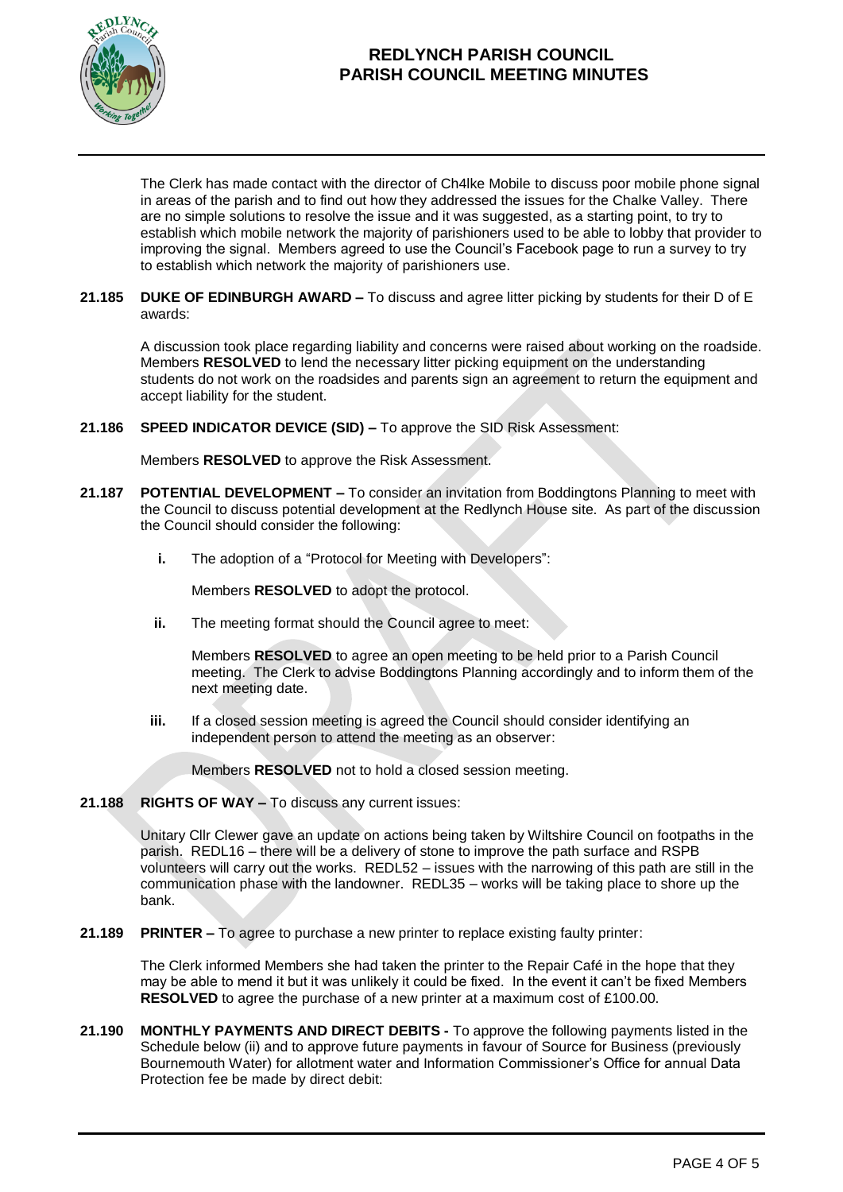The Clerk has made contact with the director of Ch4lke Mobile to discuss poor mobile phone signal in areas of the parish and to find out how they addressed the issues for the Chalke Valley. There are no simple solutions to resolve the issue and it was suggested, as a starting point, to try to establish which mobile network the majority of parishioners used to be able to lobby that provider to improving the signal. Members agreed to use the Council's Facebook page to run a survey to try to establish which network the majority of parishioners use.

**21.185 DUKE OF EDINBURGH AWARD –** To discuss and agree litter picking by students for their D of E awards:

A discussion took place regarding liability and concerns were raised about working on the roadside. Members **RESOLVED** to lend the necessary litter picking equipment on the understanding students do not work on the roadsides and parents sign an agreement to return the equipment and accept liability for the student.

**21.186 SPEED INDICATOR DEVICE (SID) –** To approve the SID Risk Assessment:

Members **RESOLVED** to approve the Risk Assessment.

**21.187 POTENTIAL DEVELOPMENT –** To consider an invitation from Boddingtons Planning to meet with the Council to discuss potential development at the Redlynch House site. As part of the discussion the Council should consider the following:

**i.** The adoption of a "Protocol for Meeting with Developers":

Members **RESOLVED** to adopt the protocol.

**ii.** The meeting format should the Council agree to meet:

Members **RESOLVED** to agree an open meeting to be held prior to a Parish Council meeting. The Clerk to advise Boddingtons Planning accordingly and to inform them of the next meeting date.

**iii.** If a closed session meeting is agreed the Council should consider identifying an independent person to attend the meeting as an observer:

Members **RESOLVED** not to hold a closed session meeting.

**21.188 RIGHTS OF WAY –** To discuss any current issues:

Unitary Cllr Clewer gave an update on actions being taken by Wiltshire Council on footpaths in the parish. REDL16 – there will be a delivery of stone to improve the path surface and RSPB volunteers will carry out the works. REDL52 – issues with the narrowing of this path are still in the communication phase with the landowner. REDL35 – works will be taking place to shore up the bank.

**21.189 PRINTER –** To agree to purchase a new printer to replace existing faulty printer:

The Clerk informed Members she had taken the printer to the Repair Café in the hope that they may be able to mend it but it was unlikely it could be fixed. In the event it can't be fixed Members **RESOLVED** to agree the purchase of a new printer at a maximum cost of £100.00.

**21.190 MONTHLY PAYMENTS AND DIRECT DEBITS -** To approve the following payments listed in the Schedule below (ii) and to approve future payments in favour of Source for Business (previously Bournemouth Water) for allotment water and Information Commissioner's Office for annual Data Protection fee be made by direct debit: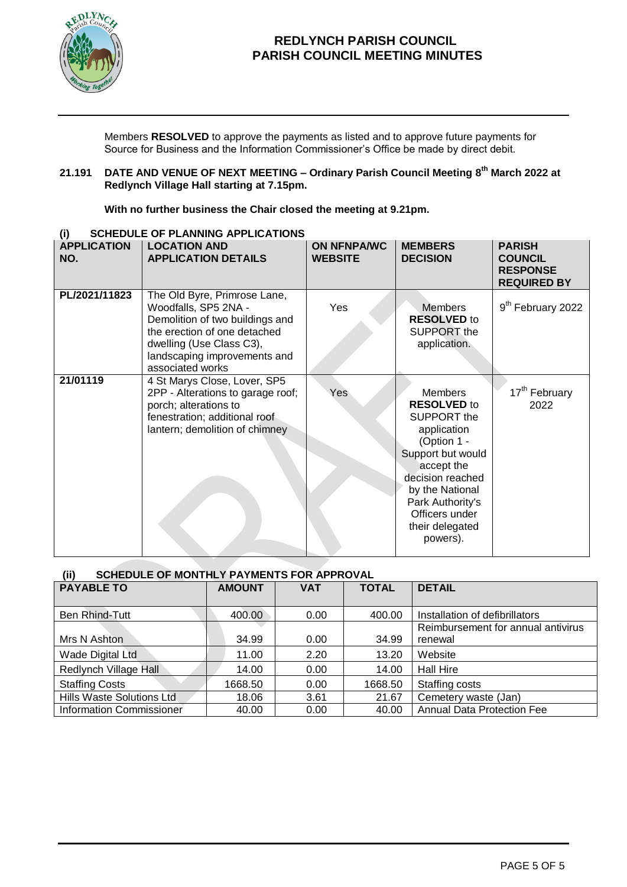Members **RESOLVED** to approve the payments as listed and to approve future payments for Source for Business and the Information Commissioner's Office be made by direct debit.

**21.191 DATE AND VENUE OF NEXT MEETING – Ordinary Parish Council Meeting 8th March 2022 at Redlynch Village Hall starting at 7.15pm.**

**With no further business the Chair closed the meeting at 9.21pm.**

### (i) SCHEDULE OF PLANNING APPLICATIONS

| APPLICATION NO. | LOCATION AND APPLICATION DETAILS | ON NFNPA/WC WEBSITE | MEMBERS DECISION | PARISH COUNCIL RESPONSE REQUIRED BY |
|---|---|---|---|---|
| **PL/2021/11823** | The Old Byre, Primrose Lane, Woodfalls, SP5 2NA - Demolition of two buildings and the erection of one detached dwelling (Use Class C3), landscaping improvements and associated works | Yes | Members **RESOLVED** to SUPPORT the application. | 9th February 2022 |
| **21/01119** | 4 St Marys Close, Lover, SP5 2PP - Alterations to garage roof; porch; alterations to fenestration; additional roof lantern; demolition of chimney | Yes | Members **RESOLVED** to SUPPORT the application (Option 1 - Support but would accept the decision reached by the National Park Authority's Officers under their delegated powers). | 17th February 2022 |

### (ii) SCHEDULE OF MONTHLY PAYMENTS FOR APPROVAL

| PAYABLE TO | AMOUNT | VAT | TOTAL | DETAIL |
|---|---|---|---|---|
| Ben Rhind-Tutt | 400.00 | 0.00 | 400.00 | Installation of defibrillators |
| Mrs N Ashton | 34.99 | 0.00 | 34.99 | Reimbursement for annual antivirus renewal |
| Wade Digital Ltd | 11.00 | 2.20 | 13.20 | Website |
| Redlynch Village Hall | 14.00 | 0.00 | 14.00 | Hall Hire |
| Staffing Costs | 1668.50 | 0.00 | 1668.50 | Staffing costs |
| Hills Waste Solutions Ltd | 18.06 | 3.61 | 21.67 | Cemetery waste (Jan) |
| Information Commissioner | 40.00 | 0.00 | 40.00 | Annual Data Protection Fee |